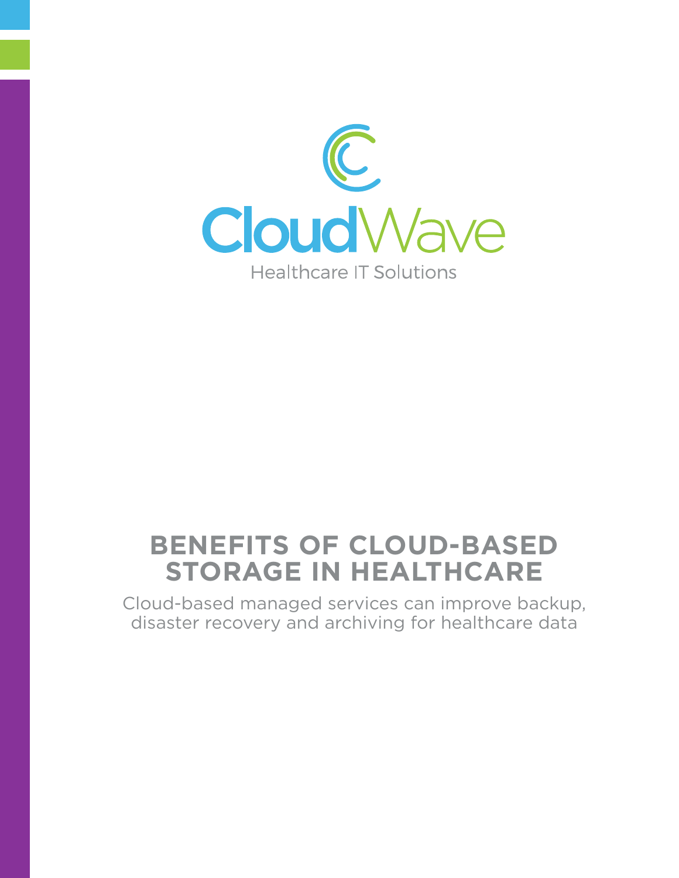CloudWave

Healthcare IT Solutions

# BENEFITS OF CLOUD-BASED STORAGE IN HEALTHCARE

Cloud-based managed services can improve backup, disaster recovery and archiving for healthcare data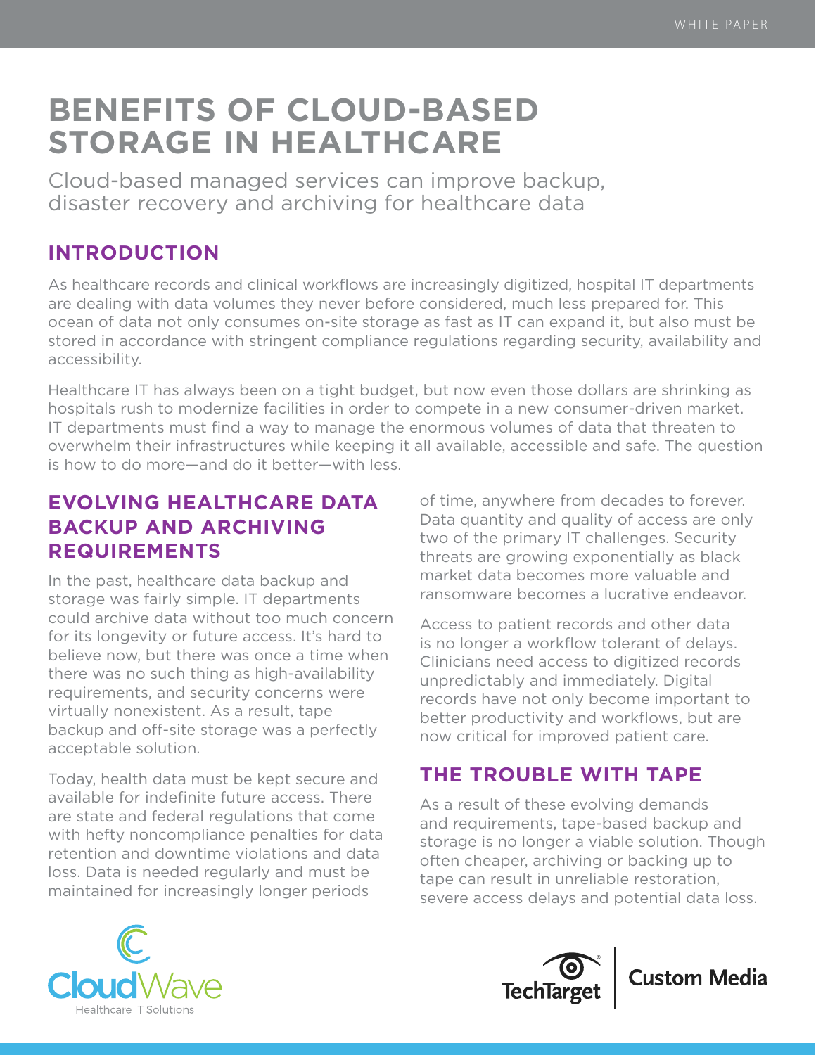# BENEFITS OF CLOUD-BASED STORAGE IN HEALTHCARE

Cloud-based managed services can improve backup, disaster recovery and archiving for healthcare data

## INTRODUCTION

As healthcare records and clinical workflows are increasingly digitized, hospital IT departments are dealing with data volumes they never before considered, much less prepared for. This ocean of data not only consumes on-site storage as fast as IT can expand it, but also must be stored in accordance with stringent compliance regulations regarding security, availability and accessibility.

Healthcare IT has always been on a tight budget, but now even those dollars are shrinking as hospitals rush to modernize facilities in order to compete in a new consumer-driven market. IT departments must find a way to manage the enormous volumes of data that threaten to overwhelm their infrastructures while keeping it all available, accessible and safe. The question is how to do more—and do it better—with less.

## EVOLVING HEALTHCARE DATA BACKUP AND ARCHIVING REQUIREMENTS

In the past, healthcare data backup and storage was fairly simple. IT departments could archive data without too much concern for its longevity or future access. It's hard to believe now, but there was once a time when there was no such thing as high-availability requirements, and security concerns were virtually nonexistent. As a result, tape backup and off-site storage was a perfectly acceptable solution.

Today, health data must be kept secure and available for indefinite future access. There are state and federal regulations that come with hefty noncompliance penalties for data retention and downtime violations and data loss. Data is needed regularly and must be maintained for increasingly longer periods of time, anywhere from decades to forever. Data quantity and quality of access are only two of the primary IT challenges. Security threats are growing exponentially as black market data becomes more valuable and ransomware becomes a lucrative endeavor.

Access to patient records and other data is no longer a workflow tolerant of delays. Clinicians need access to digitized records unpredictably and immediately. Digital records have not only become important to better productivity and workflows, but are now critical for improved patient care.

## THE TROUBLE WITH TAPE

As a result of these evolving demands and requirements, tape-based backup and storage is no longer a viable solution. Though often cheaper, archiving or backing up to tape can result in unreliable restoration, severe access delays and potential data loss.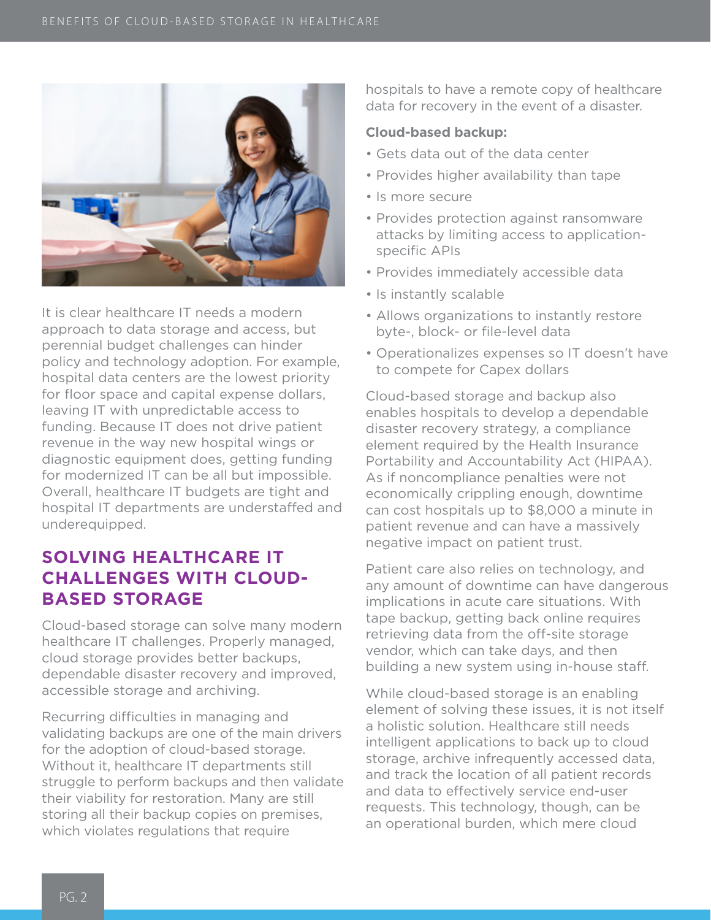It is clear healthcare IT needs a modern approach to data storage and access, but perennial budget challenges can hinder policy and technology adoption. For example, hospital data centers are the lowest priority for floor space and capital expense dollars, leaving IT with unpredictable access to funding. Because IT does not drive patient revenue in the way new hospital wings or diagnostic equipment does, getting funding for modernized IT can be all but impossible. Overall, healthcare IT budgets are tight and hospital IT departments are understaffed and underequipped.

## SOLVING HEALTHCARE IT CHALLENGES WITH CLOUD-BASED STORAGE

Cloud-based storage can solve many modern healthcare IT challenges. Properly managed, cloud storage provides better backups, dependable disaster recovery and improved, accessible storage and archiving.

Recurring difficulties in managing and validating backups are one of the main drivers for the adoption of cloud-based storage. Without it, healthcare IT departments still struggle to perform backups and then validate their viability for restoration. Many are still storing all their backup copies on premises, which violates regulations that require hospitals to have a remote copy of healthcare data for recovery in the event of a disaster.

**Cloud-based backup:**

- Gets data out of the data center
- Provides higher availability than tape
- Is more secure
- Provides protection against ransomware attacks by limiting access to application-specific APIs
- Provides immediately accessible data
- Is instantly scalable
- Allows organizations to instantly restore byte-, block- or file-level data
- Operationalizes expenses so IT doesn't have to compete for Capex dollars

Cloud-based storage and backup also enables hospitals to develop a dependable disaster recovery strategy, a compliance element required by the Health Insurance Portability and Accountability Act (HIPAA). As if noncompliance penalties were not economically crippling enough, downtime can cost hospitals up to $8,000 a minute in patient revenue and can have a massively negative impact on patient trust.

Patient care also relies on technology, and any amount of downtime can have dangerous implications in acute care situations. With tape backup, getting back online requires retrieving data from the off-site storage vendor, which can take days, and then building a new system using in-house staff.

While cloud-based storage is an enabling element of solving these issues, it is not itself a holistic solution. Healthcare still needs intelligent applications to back up to cloud storage, archive infrequently accessed data, and track the location of all patient records and data to effectively service end-user requests. This technology, though, can be an operational burden, which mere cloud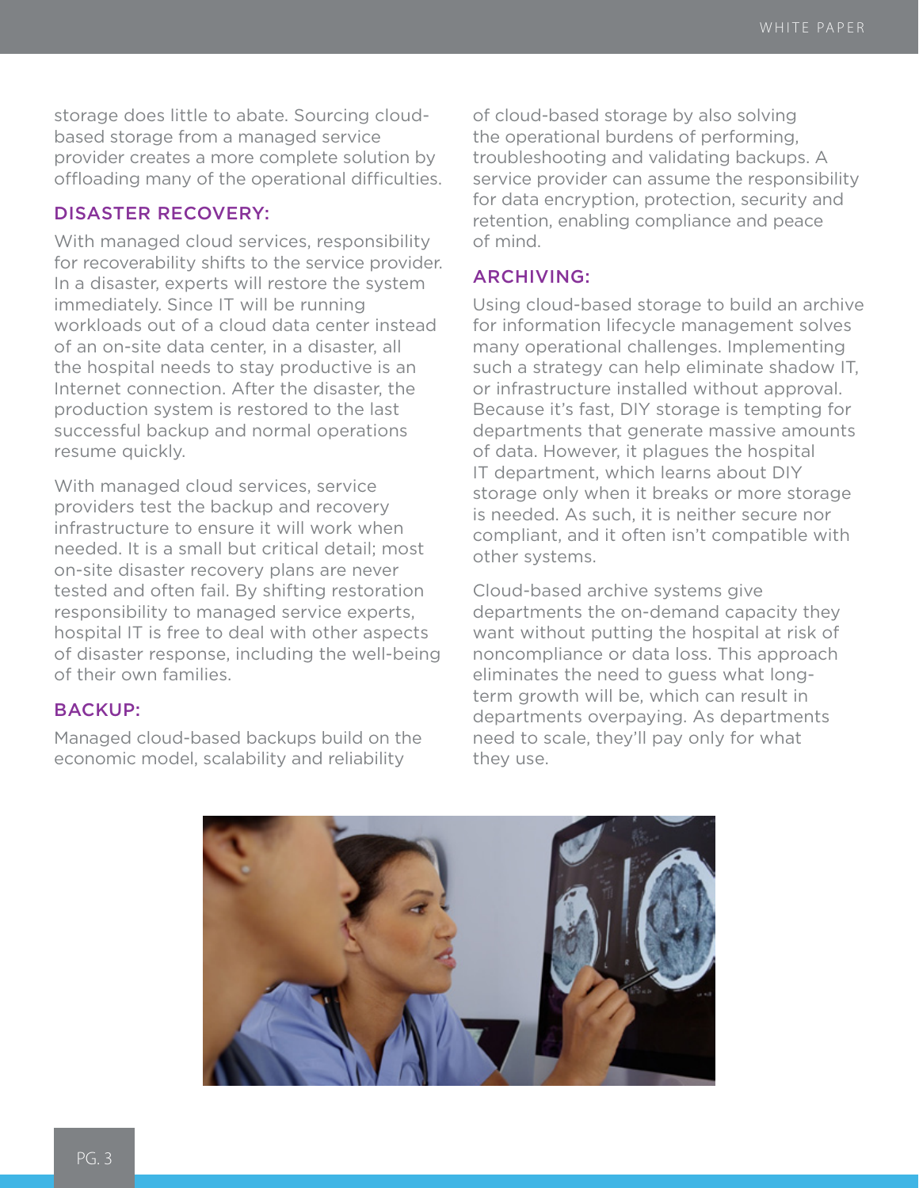storage does little to abate. Sourcing cloud-based storage from a managed service provider creates a more complete solution by offloading many of the operational difficulties.

### DISASTER RECOVERY:

With managed cloud services, responsibility for recoverability shifts to the service provider. In a disaster, experts will restore the system immediately. Since IT will be running workloads out of a cloud data center instead of an on-site data center, in a disaster, all the hospital needs to stay productive is an Internet connection. After the disaster, the production system is restored to the last successful backup and normal operations resume quickly.

With managed cloud services, service providers test the backup and recovery infrastructure to ensure it will work when needed. It is a small but critical detail; most on-site disaster recovery plans are never tested and often fail. By shifting restoration responsibility to managed service experts, hospital IT is free to deal with other aspects of disaster response, including the well-being of their own families.

### BACKUP:

Managed cloud-based backups build on the economic model, scalability and reliability of cloud-based storage by also solving the operational burdens of performing, troubleshooting and validating backups. A service provider can assume the responsibility for data encryption, protection, security and retention, enabling compliance and peace of mind.

### ARCHIVING:

Using cloud-based storage to build an archive for information lifecycle management solves many operational challenges. Implementing such a strategy can help eliminate shadow IT, or infrastructure installed without approval. Because it's fast, DIY storage is tempting for departments that generate massive amounts of data. However, it plagues the hospital IT department, which learns about DIY storage only when it breaks or more storage is needed. As such, it is neither secure nor compliant, and it often isn't compatible with other systems.

Cloud-based archive systems give departments the on-demand capacity they want without putting the hospital at risk of noncompliance or data loss. This approach eliminates the need to guess what long-term growth will be, which can result in departments overpaying. As departments need to scale, they'll pay only for what they use.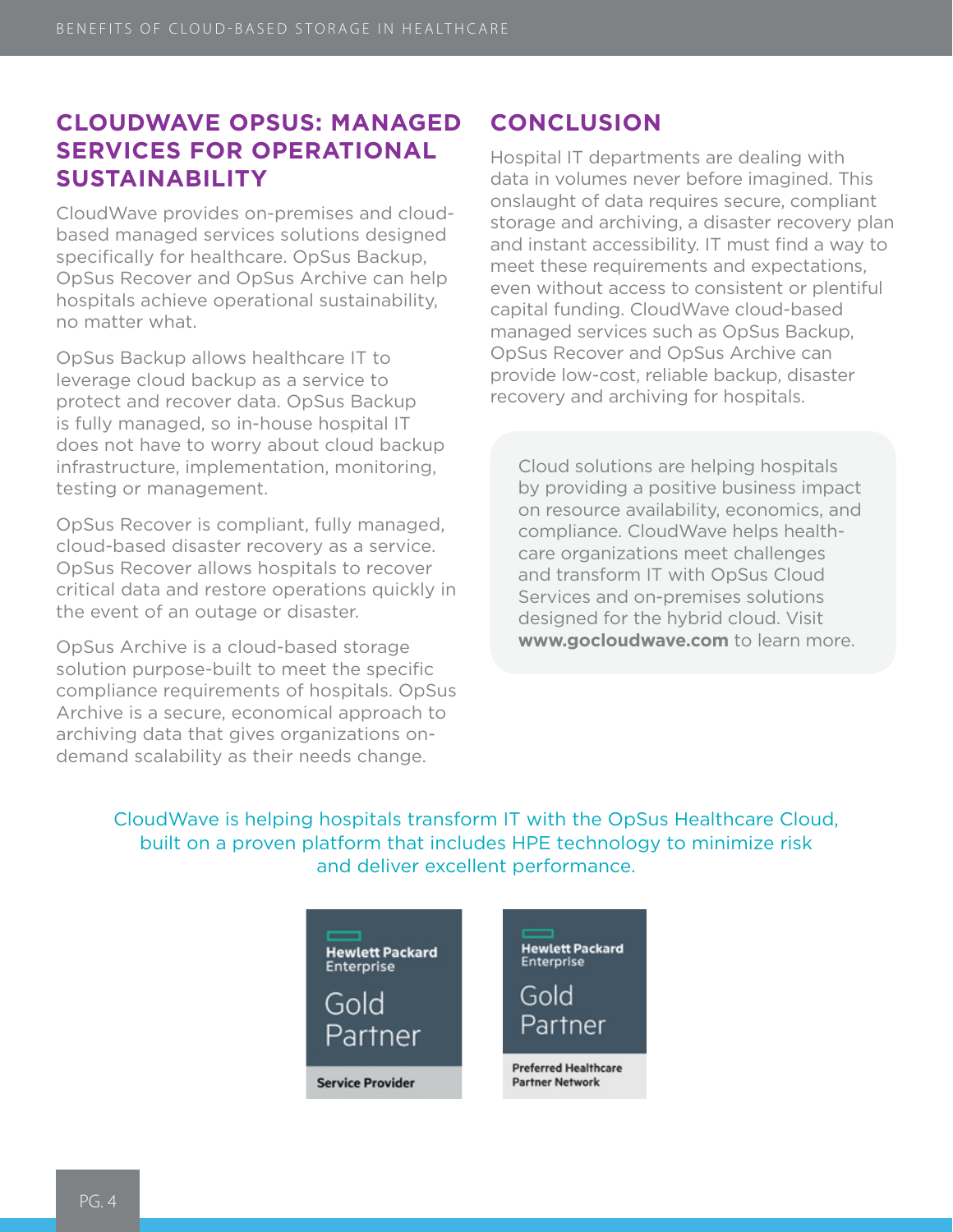## CLOUDWAVE OPSUS: MANAGED SERVICES FOR OPERATIONAL SUSTAINABILITY

CloudWave provides on-premises and cloud-based managed services solutions designed specifically for healthcare. OpSus Backup, OpSus Recover and OpSus Archive can help hospitals achieve operational sustainability, no matter what.

OpSus Backup allows healthcare IT to leverage cloud backup as a service to protect and recover data. OpSus Backup is fully managed, so in-house hospital IT does not have to worry about cloud backup infrastructure, implementation, monitoring, testing or management.

OpSus Recover is compliant, fully managed, cloud-based disaster recovery as a service. OpSus Recover allows hospitals to recover critical data and restore operations quickly in the event of an outage or disaster.

OpSus Archive is a cloud-based storage solution purpose-built to meet the specific compliance requirements of hospitals. OpSus Archive is a secure, economical approach to archiving data that gives organizations on-demand scalability as their needs change.

## CONCLUSION

Hospital IT departments are dealing with data in volumes never before imagined. This onslaught of data requires secure, compliant storage and archiving, a disaster recovery plan and instant accessibility. IT must find a way to meet these requirements and expectations, even without access to consistent or plentiful capital funding. CloudWave cloud-based managed services such as OpSus Backup, OpSus Recover and OpSus Archive can provide low-cost, reliable backup, disaster recovery and archiving for hospitals.

Cloud solutions are helping hospitals by providing a positive business impact on resource availability, economics, and compliance. CloudWave helps health-care organizations meet challenges and transform IT with OpSus Cloud Services and on-premises solutions designed for the hybrid cloud. Visit **www.gocloudwave.com** to learn more.

CloudWave is helping hospitals transform IT with the OpSus Healthcare Cloud, built on a proven platform that includes HPE technology to minimize risk and deliver excellent performance.

Hewlett Packard Enterprise Gold Partner
Service Provider

Hewlett Packard Enterprise Gold Partner
Preferred Healthcare Partner Network